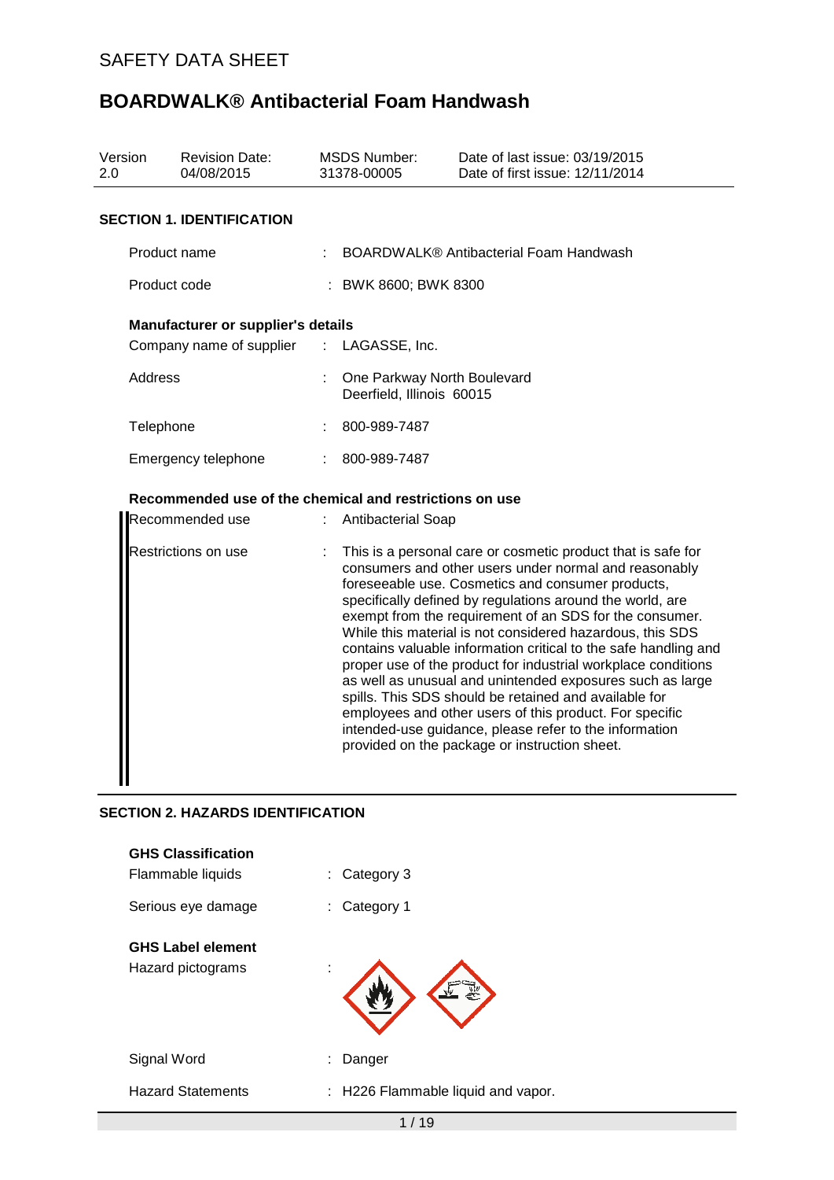# SAFETY DATA SHEET

# BOARDWALK® Antibacterial Foam Handwash

| Version | Revision Date: | MSDS Number: | Date of last issue: 03/19/2015 |
|---|---|---|---|
| 2.0 | 04/08/2015 | 31378-00005 | Date of first issue: 12/11/2014 |

## SECTION 1. IDENTIFICATION

| | | |
|---|---|---|
| Product name | : | BOARDWALK® Antibacterial Foam Handwash |
| Product code | : | BWK 8600; BWK 8300 |

**Manufacturer or supplier's details**

| | | |
|---|---|---|
| Company name of supplier | : | LAGASSE, Inc. |
| Address | : | One Parkway North Boulevard<br>Deerfield, Illinois 60015 |
| Telephone | : | 800-989-7487 |
| Emergency telephone | : | 800-989-7487 |

**Recommended use of the chemical and restrictions on use**

| | | |
|---|---|---|
| Recommended use | : | Antibacterial Soap |
| Restrictions on use | : | This is a personal care or cosmetic product that is safe for consumers and other users under normal and reasonably foreseeable use. Cosmetics and consumer products, specifically defined by regulations around the world, are exempt from the requirement of an SDS for the consumer. While this material is not considered hazardous, this SDS contains valuable information critical to the safe handling and proper use of the product for industrial workplace conditions as well as unusual and unintended exposures such as large spills. This SDS should be retained and available for employees and other users of this product. For specific intended-use guidance, please refer to the information provided on the package or instruction sheet. |

## SECTION 2. HAZARDS IDENTIFICATION

**GHS Classification**

| | | |
|---|---|---|
| Flammable liquids | : | Category 3 |
| Serious eye damage | : | Category 1 |

**GHS Label element**

| | | |
|---|---|---|
| Hazard pictograms | : | |
| Signal Word | : | Danger |
| Hazard Statements | : | H226 Flammable liquid and vapor. |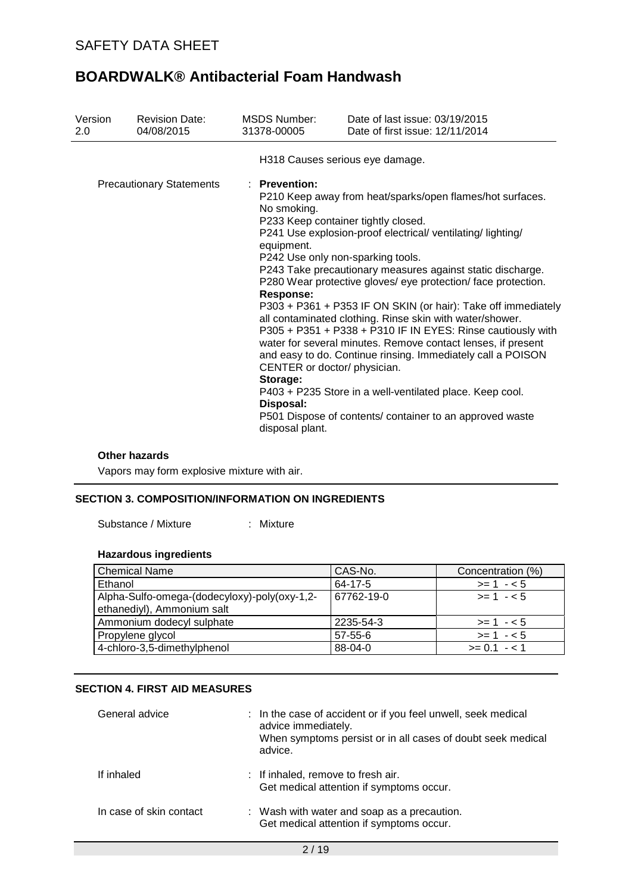H318 Causes serious eye damage.

Precautionary Statements : **Prevention:**
P210 Keep away from heat/sparks/open flames/hot surfaces. No smoking.
P233 Keep container tightly closed.
P241 Use explosion-proof electrical/ ventilating/ lighting/ equipment.
P242 Use only non-sparking tools.
P243 Take precautionary measures against static discharge.
P280 Wear protective gloves/ eye protection/ face protection.
**Response:**
P303 + P361 + P353 IF ON SKIN (or hair): Take off immediately all contaminated clothing. Rinse skin with water/shower.
P305 + P351 + P338 + P310 IF IN EYES: Rinse cautiously with water for several minutes. Remove contact lenses, if present and easy to do. Continue rinsing. Immediately call a POISON CENTER or doctor/ physician.
**Storage:**
P403 + P235 Store in a well-ventilated place. Keep cool.
**Disposal:**
P501 Dispose of contents/ container to an approved waste disposal plant.

**Other hazards**

Vapors may form explosive mixture with air.

## SECTION 3. COMPOSITION/INFORMATION ON INGREDIENTS

Substance / Mixture : Mixture

**Hazardous ingredients**

| Chemical Name | CAS-No. | Concentration (%) |
|---|---|---|
| Ethanol | 64-17-5 | >= 1 - < 5 |
| Alpha-Sulfo-omega-(dodecyloxy)-poly(oxy-1,2-ethanediyl), Ammonium salt | 67762-19-0 | >= 1 - < 5 |
| Ammonium dodecyl sulphate | 2235-54-3 | >= 1 - < 5 |
| Propylene glycol | 57-55-6 | >= 1 - < 5 |
| 4-chloro-3,5-dimethylphenol | 88-04-0 | >= 0.1 - < 1 |

## SECTION 4. FIRST AID MEASURES

General advice : In the case of accident or if you feel unwell, seek medical advice immediately.
When symptoms persist or in all cases of doubt seek medical advice.

If inhaled : If inhaled, remove to fresh air.
Get medical attention if symptoms occur.

In case of skin contact : Wash with water and soap as a precaution.
Get medical attention if symptoms occur.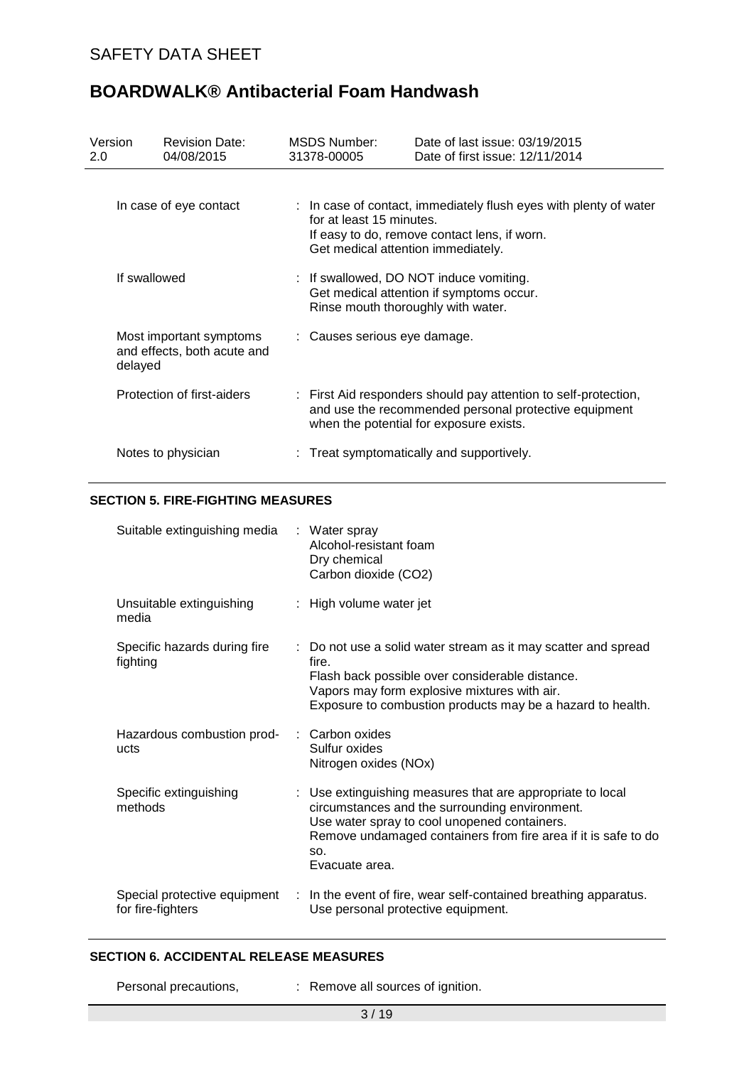# SAFETY DATA SHEET

# BOARDWALK® Antibacterial Foam Handwash

| Version | Revision Date: | MSDS Number: | Date of last issue: 03/19/2015 |
| --- | --- | --- | --- |
| 2.0 | 04/08/2015 | 31378-00005 | Date of first issue: 12/11/2014 |

| | |
| --- | --- |
| In case of eye contact | : In case of contact, immediately flush eyes with plenty of water for at least 15 minutes.<br>If easy to do, remove contact lens, if worn.<br>Get medical attention immediately. |
| If swallowed | : If swallowed, DO NOT induce vomiting.<br>Get medical attention if symptoms occur.<br>Rinse mouth thoroughly with water. |
| Most important symptoms and effects, both acute and delayed | : Causes serious eye damage. |
| Protection of first-aiders | : First Aid responders should pay attention to self-protection, and use the recommended personal protective equipment when the potential for exposure exists. |
| Notes to physician | : Treat symptomatically and supportively. |

## SECTION 5. FIRE-FIGHTING MEASURES

| | |
| --- | --- |
| Suitable extinguishing media | : Water spray<br>Alcohol-resistant foam<br>Dry chemical<br>Carbon dioxide ($CO_2$) |
| Unsuitable extinguishing media | : High volume water jet |
| Specific hazards during fire fighting | : Do not use a solid water stream as it may scatter and spread fire.<br>Flash back possible over considerable distance.<br>Vapors may form explosive mixtures with air.<br>Exposure to combustion products may be a hazard to health. |
| Hazardous combustion products | : Carbon oxides<br>Sulfur oxides<br>Nitrogen oxides (NOx) |
| Specific extinguishing methods | : Use extinguishing measures that are appropriate to local circumstances and the surrounding environment.<br>Use water spray to cool unopened containers.<br>Remove undamaged containers from fire area if it is safe to do so.<br>Evacuate area. |
| Special protective equipment for fire-fighters | : In the event of fire, wear self-contained breathing apparatus.<br>Use personal protective equipment. |

## SECTION 6. ACCIDENTAL RELEASE MEASURES

| | |
| --- | --- |
| Personal precautions, | : Remove all sources of ignition. |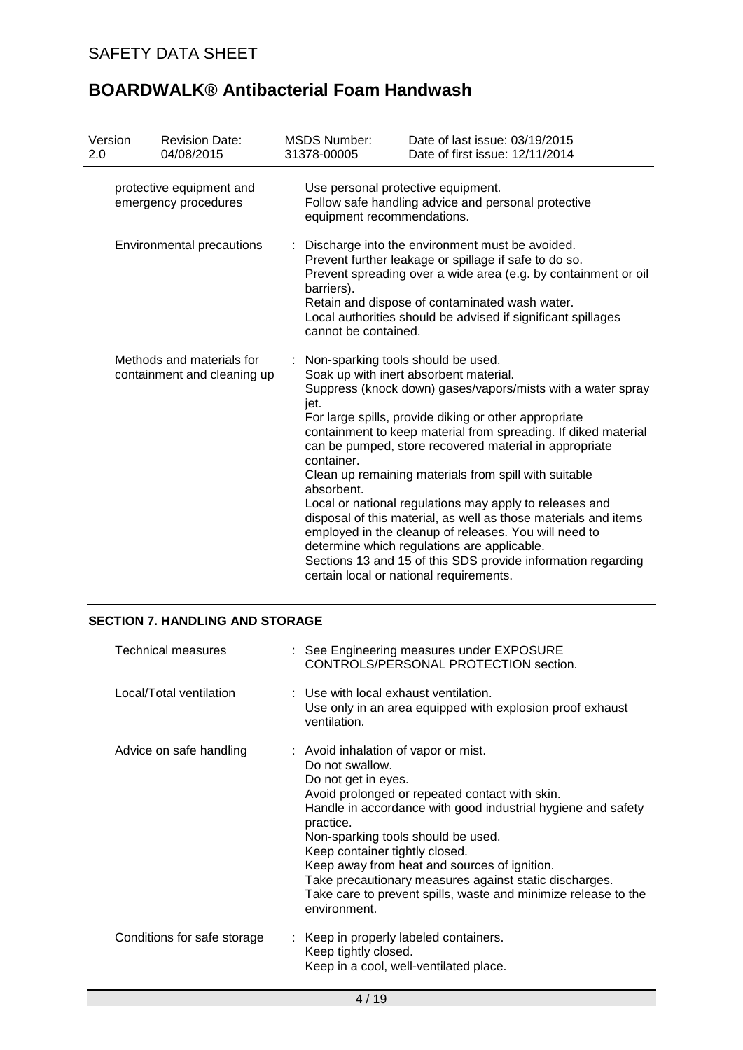| | | |
|---|---|---|
| protective equipment and emergency procedures | | Use personal protective equipment.<br>Follow safe handling advice and personal protective equipment recommendations. |
| Environmental precautions | : | Discharge into the environment must be avoided.<br>Prevent further leakage or spillage if safe to do so.<br>Prevent spreading over a wide area (e.g. by containment or oil barriers).<br>Retain and dispose of contaminated wash water.<br>Local authorities should be advised if significant spillages cannot be contained. |
| Methods and materials for containment and cleaning up | : | Non-sparking tools should be used.<br>Soak up with inert absorbent material.<br>Suppress (knock down) gases/vapors/mists with a water spray jet.<br>For large spills, provide diking or other appropriate containment to keep material from spreading. If diked material can be pumped, store recovered material in appropriate container.<br>Clean up remaining materials from spill with suitable absorbent.<br>Local or national regulations may apply to releases and disposal of this material, as well as those materials and items employed in the cleanup of releases. You will need to determine which regulations are applicable.<br>Sections 13 and 15 of this SDS provide information regarding certain local or national requirements. |

## SECTION 7. HANDLING AND STORAGE

| | | |
|---|---|---|
| Technical measures | : | See Engineering measures under EXPOSURE CONTROLS/PERSONAL PROTECTION section. |
| Local/Total ventilation | : | Use with local exhaust ventilation.<br>Use only in an area equipped with explosion proof exhaust ventilation. |
| Advice on safe handling | : | Avoid inhalation of vapor or mist.<br>Do not swallow.<br>Do not get in eyes.<br>Avoid prolonged or repeated contact with skin.<br>Handle in accordance with good industrial hygiene and safety practice.<br>Non-sparking tools should be used.<br>Keep container tightly closed.<br>Keep away from heat and sources of ignition.<br>Take precautionary measures against static discharges.<br>Take care to prevent spills, waste and minimize release to the environment. |
| Conditions for safe storage | : | Keep in properly labeled containers.<br>Keep tightly closed.<br>Keep in a cool, well-ventilated place. |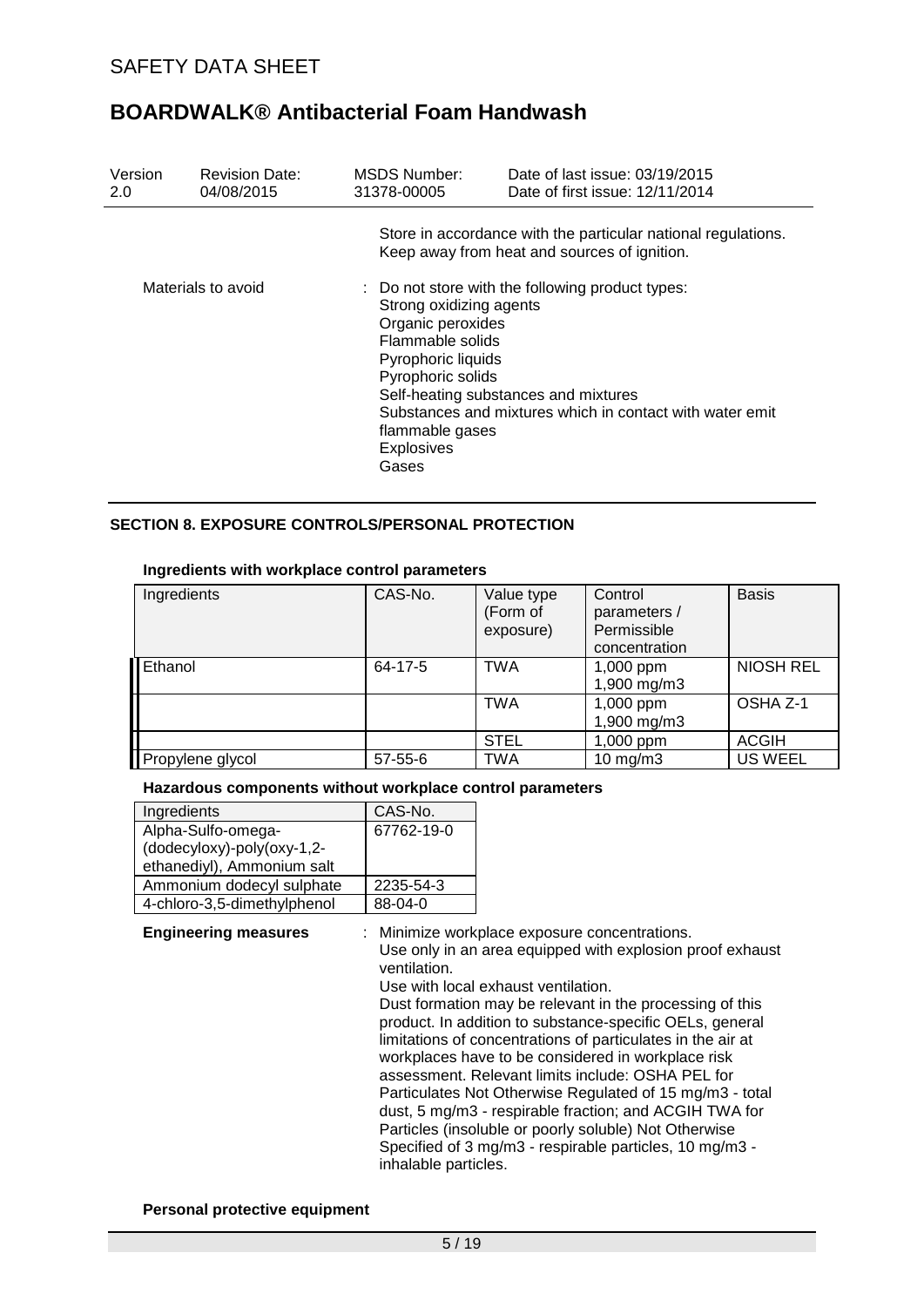Store in accordance with the particular national regulations.
Keep away from heat and sources of ignition.

Materials to avoid : Do not store with the following product types:
Strong oxidizing agents
Organic peroxides
Flammable solids
Pyrophoric liquids
Pyrophoric solids
Self-heating substances and mixtures
Substances and mixtures which in contact with water emit flammable gases
Explosives
Gases

## SECTION 8. EXPOSURE CONTROLS/PERSONAL PROTECTION

**Ingredients with workplace control parameters**

| Ingredients | CAS-No. | Value type (Form of exposure) | Control parameters / Permissible concentration | Basis |
|---|---|---|---|---|
| Ethanol | 64-17-5 | TWA | 1,000 ppm 1,900 mg/m3 | NIOSH REL |
| | | TWA | 1,000 ppm 1,900 mg/m3 | OSHA Z-1 |
| | | STEL | 1,000 ppm | ACGIH |
| Propylene glycol | 57-55-6 | TWA | 10 mg/m3 | US WEEL |

**Hazardous components without workplace control parameters**

| Ingredients | CAS-No. |
|---|---|
| Alpha-Sulfo-omega-(dodecyloxy)-poly(oxy-1,2-ethanediyl), Ammonium salt | 67762-19-0 |
| Ammonium dodecyl sulphate | 2235-54-3 |
| 4-chloro-3,5-dimethylphenol | 88-04-0 |

**Engineering measures** : Minimize workplace exposure concentrations.
Use only in an area equipped with explosion proof exhaust ventilation.
Use with local exhaust ventilation.
Dust formation may be relevant in the processing of this product. In addition to substance-specific OELs, general limitations of concentrations of particulates in the air at workplaces have to be considered in workplace risk assessment. Relevant limits include: OSHA PEL for Particulates Not Otherwise Regulated of 15 mg/m3 - total dust, 5 mg/m3 - respirable fraction; and ACGIH TWA for Particles (insoluble or poorly soluble) Not Otherwise Specified of 3 mg/m3 - respirable particles, 10 mg/m3 - inhalable particles.

**Personal protective equipment**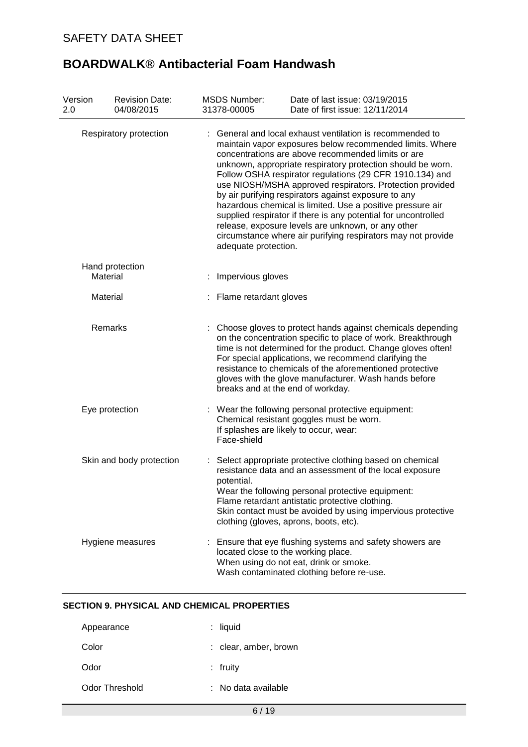| | |
|---|---|
| Respiratory protection | : General and local exhaust ventilation is recommended to maintain vapor exposures below recommended limits. Where concentrations are above recommended limits or are unknown, appropriate respiratory protection should be worn. Follow OSHA respirator regulations (29 CFR 1910.134) and use NIOSH/MSHA approved respirators. Protection provided by air purifying respirators against exposure to any hazardous chemical is limited. Use a positive pressure air supplied respirator if there is any potential for uncontrolled release, exposure levels are unknown, or any other circumstance where air purifying respirators may not provide adequate protection. |
| Hand protection | |
| Material | : Impervious gloves |
| Material | : Flame retardant gloves |
| Remarks | : Choose gloves to protect hands against chemicals depending on the concentration specific to place of work. Breakthrough time is not determined for the product. Change gloves often! For special applications, we recommend clarifying the resistance to chemicals of the aforementioned protective gloves with the glove manufacturer. Wash hands before breaks and at the end of workday. |
| Eye protection | : Wear the following personal protective equipment:<br>Chemical resistant goggles must be worn.<br>If splashes are likely to occur, wear:<br>Face-shield |
| Skin and body protection | : Select appropriate protective clothing based on chemical resistance data and an assessment of the local exposure potential.<br>Wear the following personal protective equipment:<br>Flame retardant antistatic protective clothing.<br>Skin contact must be avoided by using impervious protective clothing (gloves, aprons, boots, etc). |
| Hygiene measures | : Ensure that eye flushing systems and safety showers are located close to the working place.<br>When using do not eat, drink or smoke.<br>Wash contaminated clothing before re-use. |

## SECTION 9. PHYSICAL AND CHEMICAL PROPERTIES

| | |
|---|---|
| Appearance | : liquid |
| Color | : clear, amber, brown |
| Odor | : fruity |
| Odor Threshold | : No data available |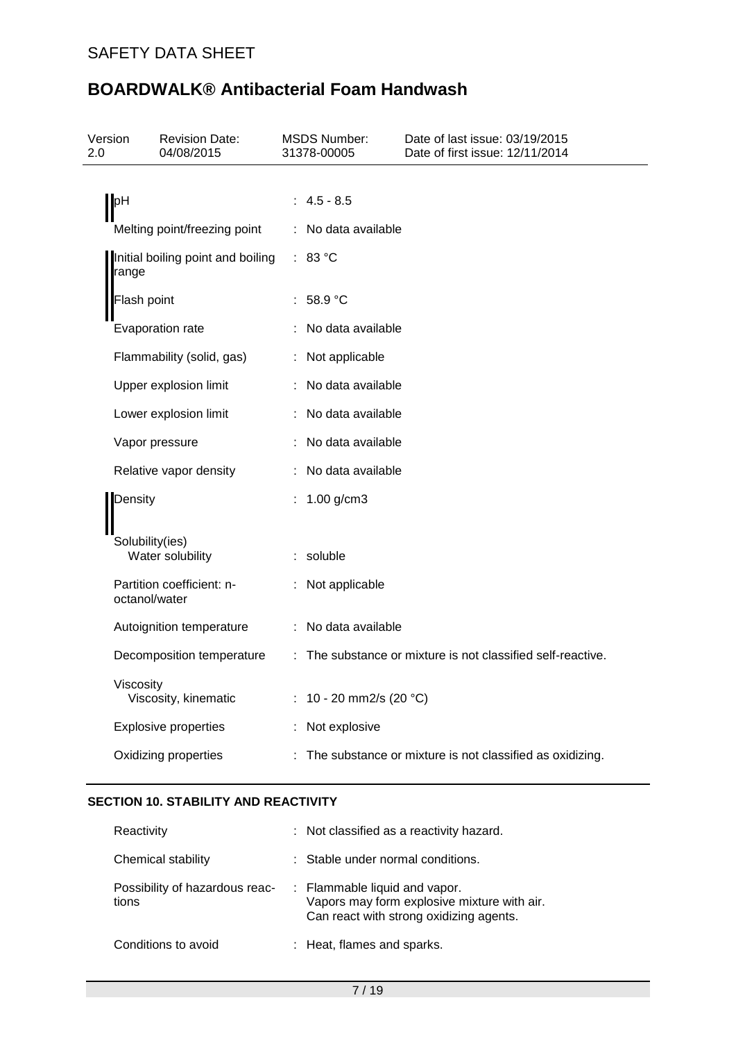| | |
|---|---|
| pH | : 4.5 - 8.5 |
| Melting point/freezing point | : No data available |
| Initial boiling point and boiling range | : 83 °C |
| Flash point | : 58.9 °C |
| Evaporation rate | : No data available |
| Flammability (solid, gas) | : Not applicable |
| Upper explosion limit | : No data available |
| Lower explosion limit | : No data available |
| Vapor pressure | : No data available |
| Relative vapor density | : No data available |
| Density | : 1.00 g/cm3 |
| Solubility(ies) | |
| Water solubility | : soluble |
| Partition coefficient: n-octanol/water | : Not applicable |
| Autoignition temperature | : No data available |
| Decomposition temperature | : The substance or mixture is not classified self-reactive. |
| Viscosity | |
| Viscosity, kinematic | : 10 - 20 mm2/s (20 °C) |
| Explosive properties | : Not explosive |
| Oxidizing properties | : The substance or mixture is not classified as oxidizing. |

## SECTION 10. STABILITY AND REACTIVITY

| | |
|---|---|
| Reactivity | : Not classified as a reactivity hazard. |
| Chemical stability | : Stable under normal conditions. |
| Possibility of hazardous reactions | : Flammable liquid and vapor.<br>Vapors may form explosive mixture with air.<br>Can react with strong oxidizing agents. |
| Conditions to avoid | : Heat, flames and sparks. |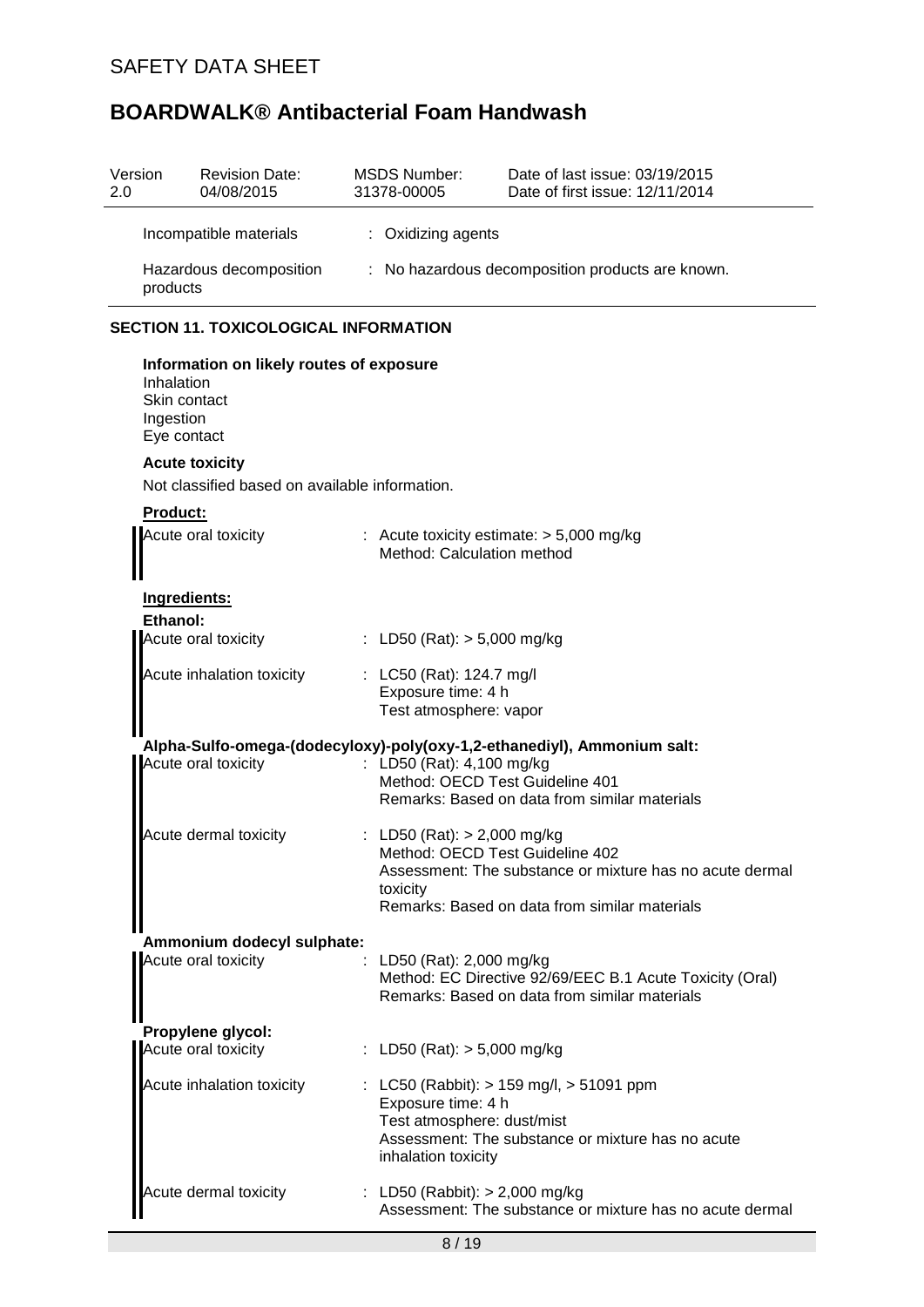| Version | Revision Date: | MSDS Number: | Date of last issue: 03/19/2015 |
|---|---|---|---|
| 2.0 | 04/08/2015 | 31378-00005 | Date of first issue: 12/11/2014 |

Incompatible materials : Oxidizing agents

Hazardous decomposition products : No hazardous decomposition products are known.

## SECTION 11. TOXICOLOGICAL INFORMATION

**Information on likely routes of exposure**

Inhalation
Skin contact
Ingestion
Eye contact

**Acute toxicity**

Not classified based on available information.

**Product:**

Acute oral toxicity : Acute toxicity estimate: > 5,000 mg/kg
Method: Calculation method

**Ingredients:**

**Ethanol:**

Acute oral toxicity : LD50 (Rat): > 5,000 mg/kg

Acute inhalation toxicity : LC50 (Rat): 124.7 mg/l
Exposure time: 4 h
Test atmosphere: vapor

**Alpha-Sulfo-omega-(dodecyloxy)-poly(oxy-1,2-ethanediyl), Ammonium salt:**

Acute oral toxicity : LD50 (Rat): 4,100 mg/kg
Method: OECD Test Guideline 401
Remarks: Based on data from similar materials

Acute dermal toxicity : LD50 (Rat): > 2,000 mg/kg
Method: OECD Test Guideline 402
Assessment: The substance or mixture has no acute dermal toxicity
Remarks: Based on data from similar materials

**Ammonium dodecyl sulphate:**

Acute oral toxicity : LD50 (Rat): 2,000 mg/kg
Method: EC Directive 92/69/EEC B.1 Acute Toxicity (Oral)
Remarks: Based on data from similar materials

**Propylene glycol:**

Acute oral toxicity : LD50 (Rat): > 5,000 mg/kg

Acute inhalation toxicity : LC50 (Rabbit): > 159 mg/l, > 51091 ppm
Exposure time: 4 h
Test atmosphere: dust/mist
Assessment: The substance or mixture has no acute inhalation toxicity

Acute dermal toxicity : LD50 (Rabbit): > 2,000 mg/kg
Assessment: The substance or mixture has no acute dermal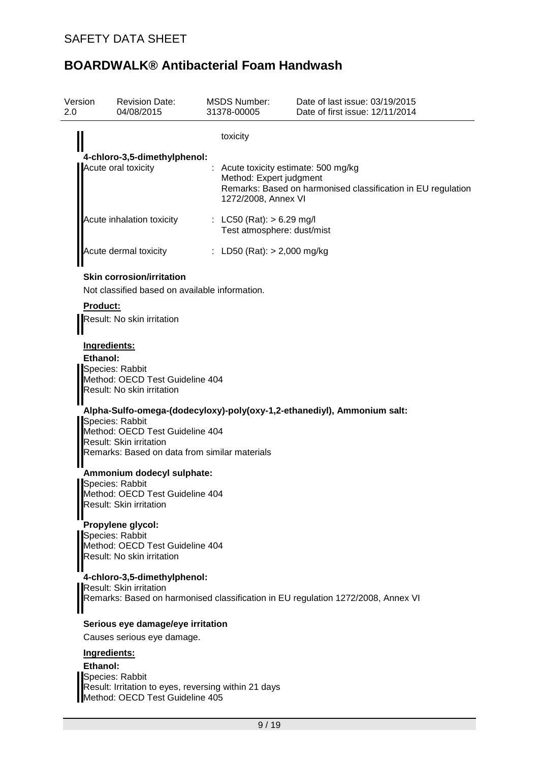| | |
|---|---|
| | toxicity |

**4-chloro-3,5-dimethylphenol:**

| | |
|---|---|
| Acute oral toxicity | : Acute toxicity estimate: 500 mg/kg<br>Method: Expert judgment<br>Remarks: Based on harmonised classification in EU regulation 1272/2008, Annex VI |
| Acute inhalation toxicity | : LC50 (Rat): > 6.29 mg/l<br>Test atmosphere: dust/mist |
| Acute dermal toxicity | : LD50 (Rat): > 2,000 mg/kg |

**Skin corrosion/irritation**

Not classified based on available information.

**Product:**

Result: No skin irritation

**Ingredients:**

**Ethanol:**
Species: Rabbit
Method: OECD Test Guideline 404
Result: No skin irritation

**Alpha-Sulfo-omega-(dodecyloxy)-poly(oxy-1,2-ethanediyl), Ammonium salt:**
Species: Rabbit
Method: OECD Test Guideline 404
Result: Skin irritation
Remarks: Based on data from similar materials

**Ammonium dodecyl sulphate:**
Species: Rabbit
Method: OECD Test Guideline 404
Result: Skin irritation

**Propylene glycol:**
Species: Rabbit
Method: OECD Test Guideline 404
Result: No skin irritation

**4-chloro-3,5-dimethylphenol:**
Result: Skin irritation
Remarks: Based on harmonised classification in EU regulation 1272/2008, Annex VI

**Serious eye damage/eye irritation**

Causes serious eye damage.

**Ingredients:**

**Ethanol:**
Species: Rabbit
Result: Irritation to eyes, reversing within 21 days
Method: OECD Test Guideline 405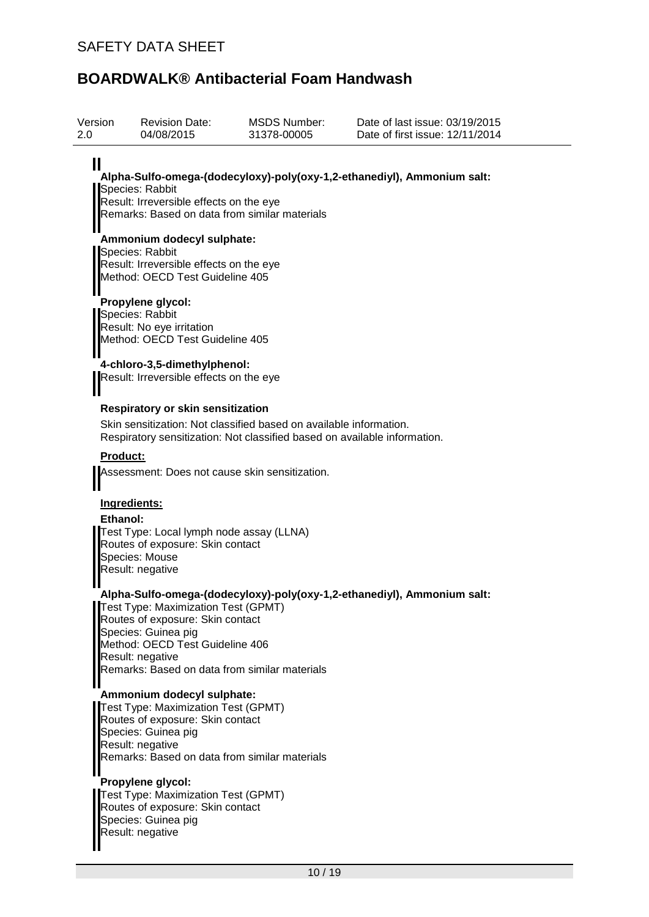**Alpha-Sulfo-omega-(dodecyloxy)-poly(oxy-1,2-ethanediyl), Ammonium salt:**
Species: Rabbit
Result: Irreversible effects on the eye
Remarks: Based on data from similar materials

**Ammonium dodecyl sulphate:**
Species: Rabbit
Result: Irreversible effects on the eye
Method: OECD Test Guideline 405

**Propylene glycol:**
Species: Rabbit
Result: No eye irritation
Method: OECD Test Guideline 405

**4-chloro-3,5-dimethylphenol:**
Result: Irreversible effects on the eye

### Respiratory or skin sensitization

Skin sensitization: Not classified based on available information.
Respiratory sensitization: Not classified based on available information.

**Product:**

Assessment: Does not cause skin sensitization.

**Ingredients:**

**Ethanol:**
Test Type: Local lymph node assay (LLNA)
Routes of exposure: Skin contact
Species: Mouse
Result: negative

**Alpha-Sulfo-omega-(dodecyloxy)-poly(oxy-1,2-ethanediyl), Ammonium salt:**
Test Type: Maximization Test (GPMT)
Routes of exposure: Skin contact
Species: Guinea pig
Method: OECD Test Guideline 406
Result: negative
Remarks: Based on data from similar materials

**Ammonium dodecyl sulphate:**
Test Type: Maximization Test (GPMT)
Routes of exposure: Skin contact
Species: Guinea pig
Result: negative
Remarks: Based on data from similar materials

**Propylene glycol:**
Test Type: Maximization Test (GPMT)
Routes of exposure: Skin contact
Species: Guinea pig
Result: negative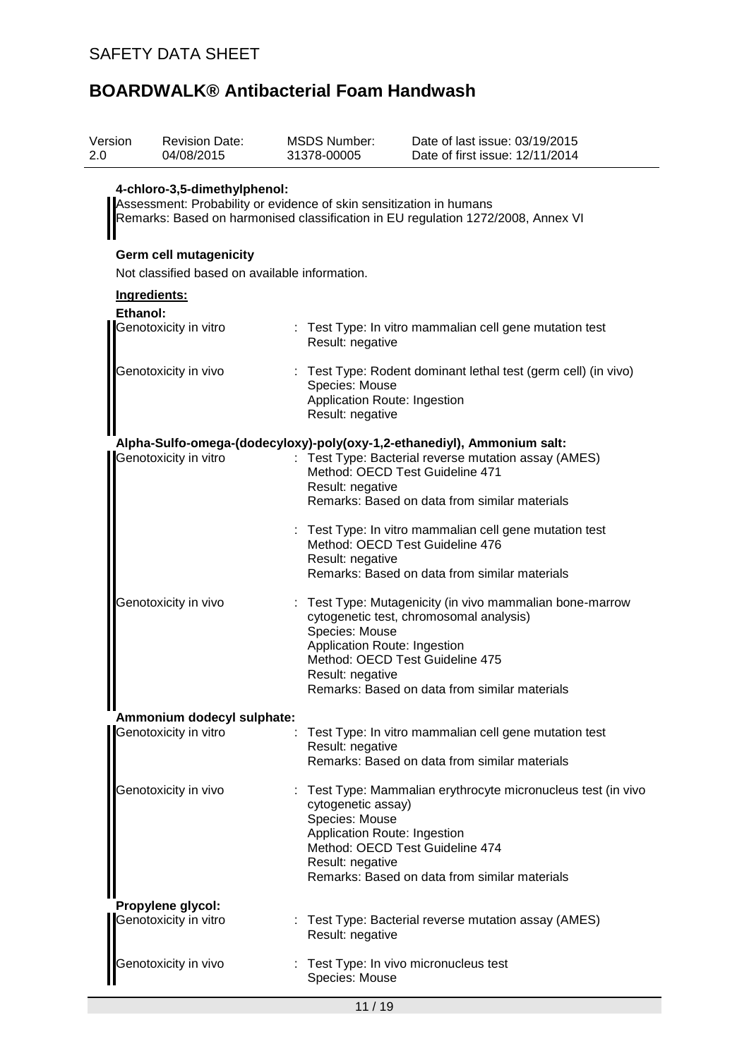**4-chloro-3,5-dimethylphenol:**

Assessment: Probability or evidence of skin sensitization in humans
Remarks: Based on harmonised classification in EU regulation 1272/2008, Annex VI

**Germ cell mutagenicity**

Not classified based on available information.

**Ingredients:**

**Ethanol:**

| | |
|---|---|
| Genotoxicity in vitro | : Test Type: In vitro mammalian cell gene mutation test<br>Result: negative |
| Genotoxicity in vivo | : Test Type: Rodent dominant lethal test (germ cell) (in vivo)<br>Species: Mouse<br>Application Route: Ingestion<br>Result: negative |

**Alpha-Sulfo-omega-(dodecyloxy)-poly(oxy-1,2-ethanediyl), Ammonium salt:**

| | |
|---|---|
| Genotoxicity in vitro | : Test Type: Bacterial reverse mutation assay (AMES)<br>Method: OECD Test Guideline 471<br>Result: negative<br>Remarks: Based on data from similar materials |
| | : Test Type: In vitro mammalian cell gene mutation test<br>Method: OECD Test Guideline 476<br>Result: negative<br>Remarks: Based on data from similar materials |
| Genotoxicity in vivo | : Test Type: Mutagenicity (in vivo mammalian bone-marrow cytogenetic test, chromosomal analysis)<br>Species: Mouse<br>Application Route: Ingestion<br>Method: OECD Test Guideline 475<br>Result: negative<br>Remarks: Based on data from similar materials |

**Ammonium dodecyl sulphate:**

| | |
|---|---|
| Genotoxicity in vitro | : Test Type: In vitro mammalian cell gene mutation test<br>Result: negative<br>Remarks: Based on data from similar materials |
| Genotoxicity in vivo | : Test Type: Mammalian erythrocyte micronucleus test (in vivo cytogenetic assay)<br>Species: Mouse<br>Application Route: Ingestion<br>Method: OECD Test Guideline 474<br>Result: negative<br>Remarks: Based on data from similar materials |

**Propylene glycol:**

| | |
|---|---|
| Genotoxicity in vitro | : Test Type: Bacterial reverse mutation assay (AMES)<br>Result: negative |
| Genotoxicity in vivo | : Test Type: In vivo micronucleus test<br>Species: Mouse |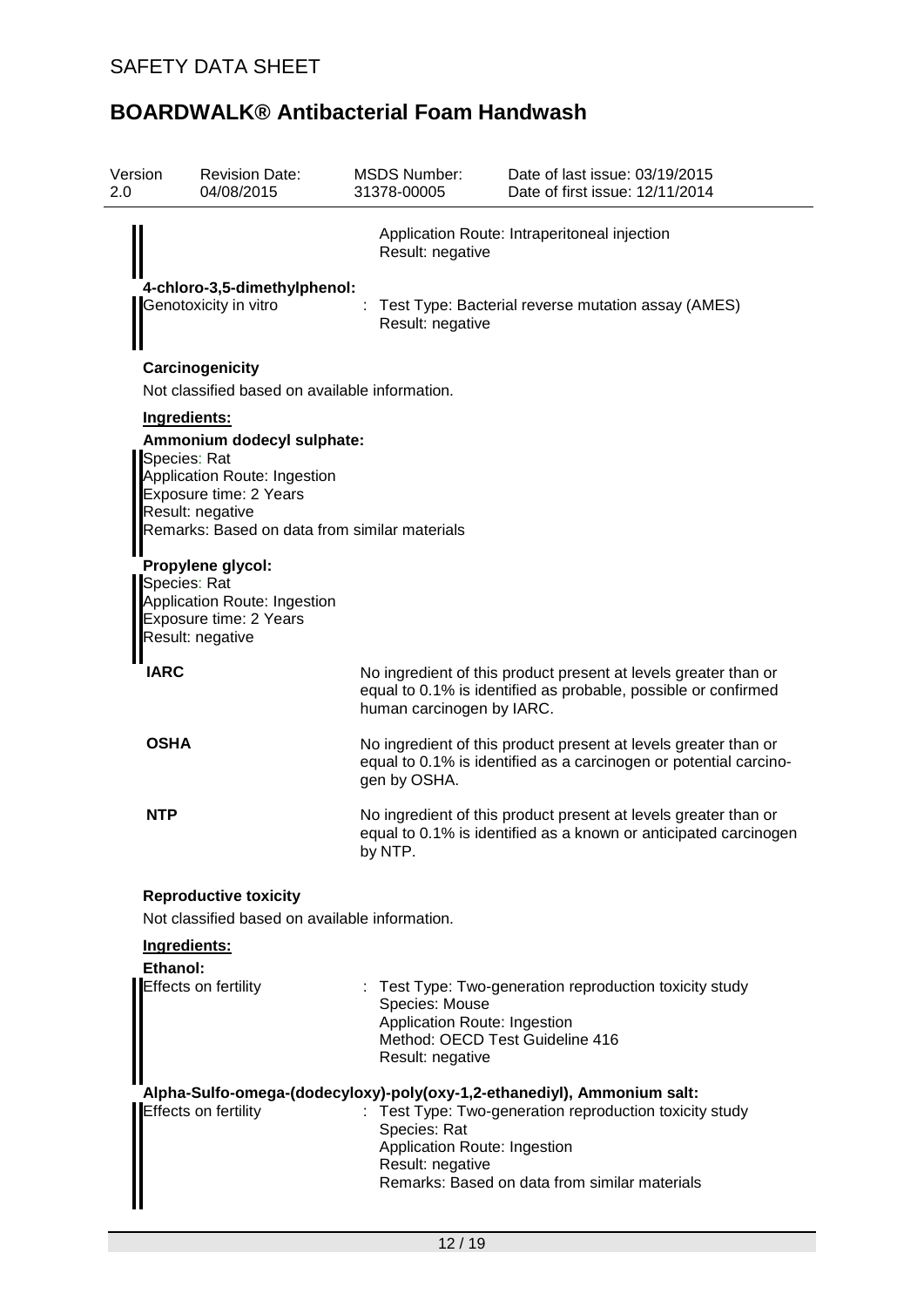Application Route: Intraperitoneal injection
Result: negative

**4-chloro-3,5-dimethylphenol:**

Genotoxicity in vitro : Test Type: Bacterial reverse mutation assay (AMES)
Result: negative

**Carcinogenicity**

Not classified based on available information.

**Ingredients:**

**Ammonium dodecyl sulphate:**

Species: Rat
Application Route: Ingestion
Exposure time: 2 Years
Result: negative
Remarks: Based on data from similar materials

**Propylene glycol:**

Species: Rat
Application Route: Ingestion
Exposure time: 2 Years
Result: negative

**IARC** No ingredient of this product present at levels greater than or equal to 0.1% is identified as probable, possible or confirmed human carcinogen by IARC.

**OSHA** No ingredient of this product present at levels greater than or equal to 0.1% is identified as a carcinogen or potential carcinogen by OSHA.

**NTP** No ingredient of this product present at levels greater than or equal to 0.1% is identified as a known or anticipated carcinogen by NTP.

**Reproductive toxicity**

Not classified based on available information.

**Ingredients:**

**Ethanol:**

Effects on fertility : Test Type: Two-generation reproduction toxicity study
Species: Mouse
Application Route: Ingestion
Method: OECD Test Guideline 416
Result: negative

**Alpha-Sulfo-omega-(dodecyloxy)-poly(oxy-1,2-ethanediyl), Ammonium salt:**

Effects on fertility : Test Type: Two-generation reproduction toxicity study
Species: Rat
Application Route: Ingestion
Result: negative
Remarks: Based on data from similar materials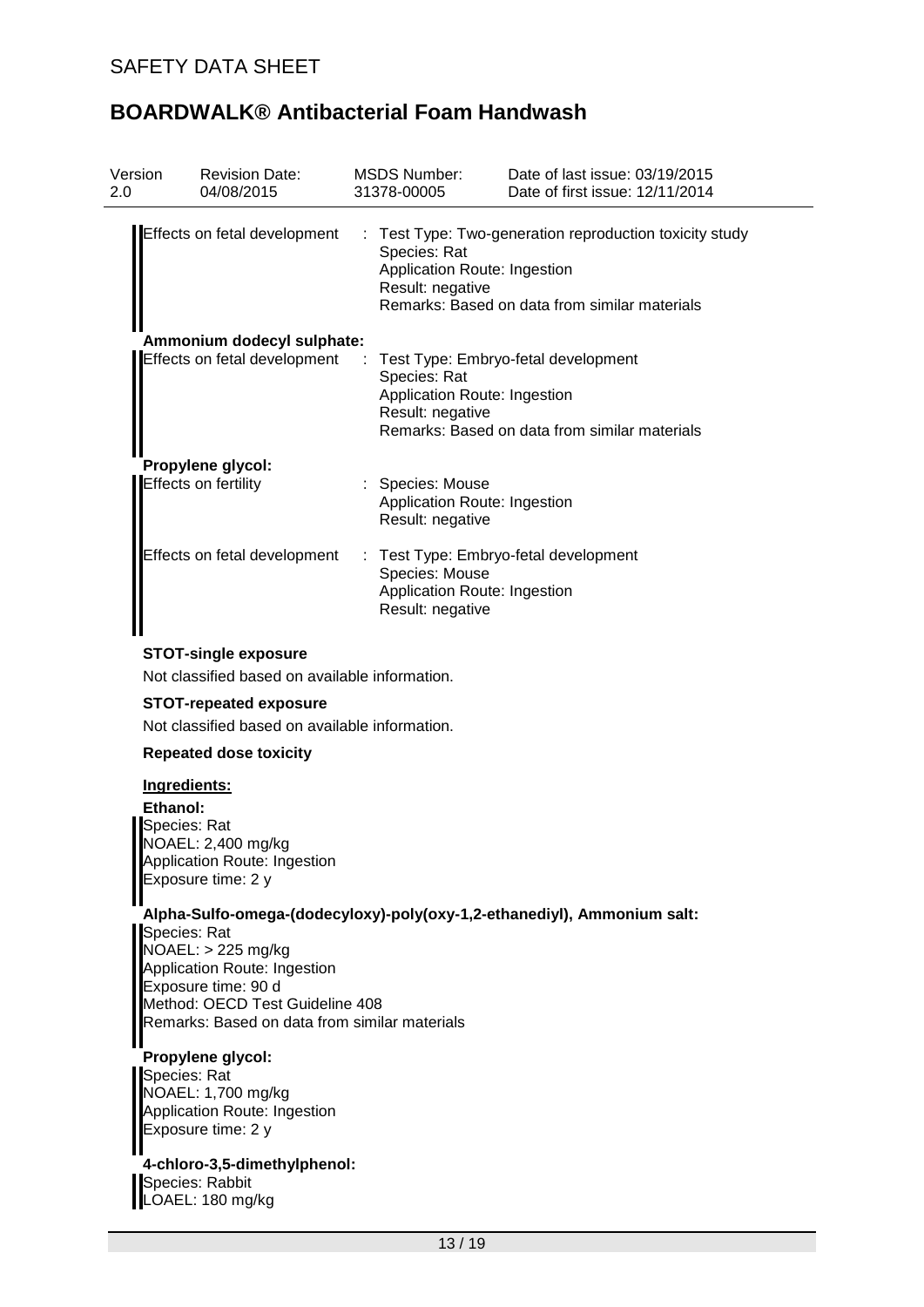| | |
|---|---|
| Effects on fetal development | : Test Type: Two-generation reproduction toxicity study<br>Species: Rat<br>Application Route: Ingestion<br>Result: negative<br>Remarks: Based on data from similar materials |

**Ammonium dodecyl sulphate:**

| | |
|---|---|
| Effects on fetal development | : Test Type: Embryo-fetal development<br>Species: Rat<br>Application Route: Ingestion<br>Result: negative<br>Remarks: Based on data from similar materials |

**Propylene glycol:**

| | |
|---|---|
| Effects on fertility | : Species: Mouse<br>Application Route: Ingestion<br>Result: negative |
| Effects on fetal development | : Test Type: Embryo-fetal development<br>Species: Mouse<br>Application Route: Ingestion<br>Result: negative |

**STOT-single exposure**

Not classified based on available information.

**STOT-repeated exposure**

Not classified based on available information.

**Repeated dose toxicity**

**Ingredients:**

**Ethanol:**

Species: Rat
NOAEL: 2,400 mg/kg
Application Route: Ingestion
Exposure time: 2 y

**Alpha-Sulfo-omega-(dodecyloxy)-poly(oxy-1,2-ethanediyl), Ammonium salt:**

Species: Rat
NOAEL: > 225 mg/kg
Application Route: Ingestion
Exposure time: 90 d
Method: OECD Test Guideline 408
Remarks: Based on data from similar materials

**Propylene glycol:**

Species: Rat
NOAEL: 1,700 mg/kg
Application Route: Ingestion
Exposure time: 2 y

**4-chloro-3,5-dimethylphenol:**

Species: Rabbit
LOAEL: 180 mg/kg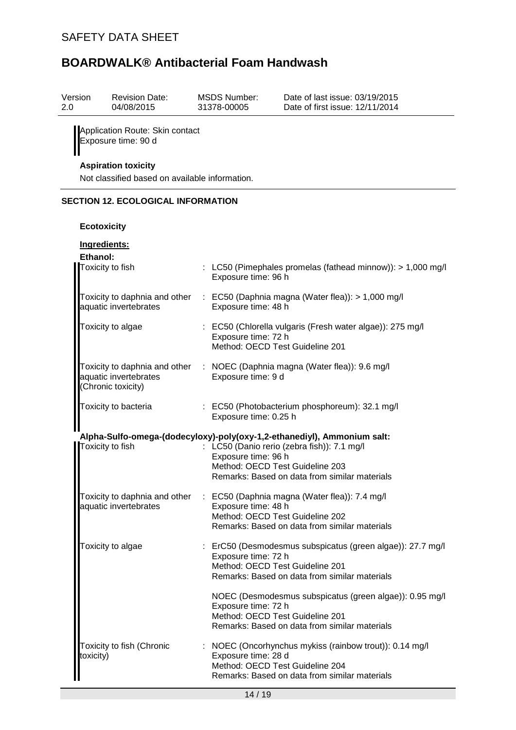Application Route: Skin contact
Exposure time: 90 d

**Aspiration toxicity**

Not classified based on available information.

## SECTION 12. ECOLOGICAL INFORMATION

**Ecotoxicity**

**Ingredients:**

**Ethanol:**

| | |
|---|---|
| Toxicity to fish | : LC50 (Pimephales promelas (fathead minnow)): > 1,000 mg/l<br>Exposure time: 96 h |
| Toxicity to daphnia and other aquatic invertebrates | : EC50 (Daphnia magna (Water flea)): > 1,000 mg/l<br>Exposure time: 48 h |
| Toxicity to algae | : EC50 (Chlorella vulgaris (Fresh water algae)): 275 mg/l<br>Exposure time: 72 h<br>Method: OECD Test Guideline 201 |
| Toxicity to daphnia and other aquatic invertebrates (Chronic toxicity) | : NOEC (Daphnia magna (Water flea)): 9.6 mg/l<br>Exposure time: 9 d |
| Toxicity to bacteria | : EC50 (Photobacterium phosphoreum): 32.1 mg/l<br>Exposure time: 0.25 h |

**Alpha-Sulfo-omega-(dodecyloxy)-poly(oxy-1,2-ethanediyl), Ammonium salt:**

| | |
|---|---|
| Toxicity to fish | : LC50 (Danio rerio (zebra fish)): 7.1 mg/l<br>Exposure time: 96 h<br>Method: OECD Test Guideline 203<br>Remarks: Based on data from similar materials |
| Toxicity to daphnia and other aquatic invertebrates | : EC50 (Daphnia magna (Water flea)): 7.4 mg/l<br>Exposure time: 48 h<br>Method: OECD Test Guideline 202<br>Remarks: Based on data from similar materials |
| Toxicity to algae | : ErC50 (Desmodesmus subspicatus (green algae)): 27.7 mg/l<br>Exposure time: 72 h<br>Method: OECD Test Guideline 201<br>Remarks: Based on data from similar materials<br><br>NOEC (Desmodesmus subspicatus (green algae)): 0.95 mg/l<br>Exposure time: 72 h<br>Method: OECD Test Guideline 201<br>Remarks: Based on data from similar materials |
| Toxicity to fish (Chronic toxicity) | : NOEC (Oncorhynchus mykiss (rainbow trout)): 0.14 mg/l<br>Exposure time: 28 d<br>Method: OECD Test Guideline 204<br>Remarks: Based on data from similar materials |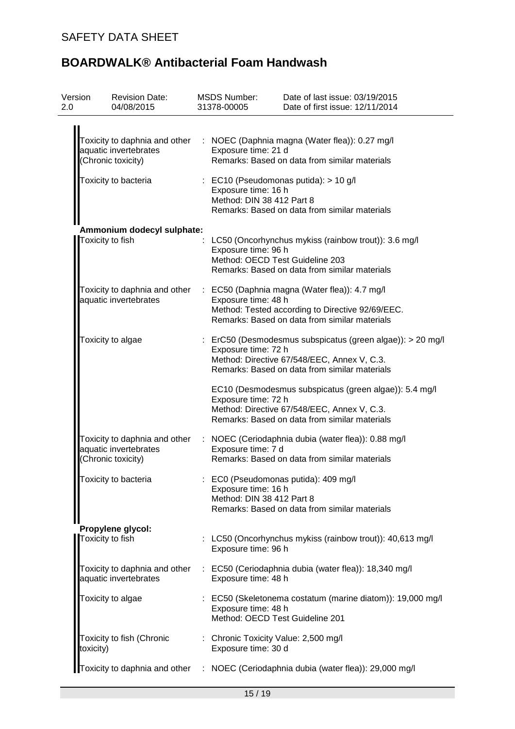| | | |
|---|---|---|
| Toxicity to daphnia and other aquatic invertebrates (Chronic toxicity) | : | NOEC (Daphnia magna (Water flea)): 0.27 mg/l<br>Exposure time: 21 d<br>Remarks: Based on data from similar materials |
| Toxicity to bacteria | : | EC10 (Pseudomonas putida): > 10 g/l<br>Exposure time: 16 h<br>Method: DIN 38 412 Part 8<br>Remarks: Based on data from similar materials |

**Ammonium dodecyl sulphate:**

| | | |
|---|---|---|
| Toxicity to fish | : | LC50 (Oncorhynchus mykiss (rainbow trout)): 3.6 mg/l<br>Exposure time: 96 h<br>Method: OECD Test Guideline 203<br>Remarks: Based on data from similar materials |
| Toxicity to daphnia and other aquatic invertebrates | : | EC50 (Daphnia magna (Water flea)): 4.7 mg/l<br>Exposure time: 48 h<br>Method: Tested according to Directive 92/69/EEC.<br>Remarks: Based on data from similar materials |
| Toxicity to algae | : | ErC50 (Desmodesmus subspicatus (green algae)): > 20 mg/l<br>Exposure time: 72 h<br>Method: Directive 67/548/EEC, Annex V, C.3.<br>Remarks: Based on data from similar materials<br><br>EC10 (Desmodesmus subspicatus (green algae)): 5.4 mg/l<br>Exposure time: 72 h<br>Method: Directive 67/548/EEC, Annex V, C.3.<br>Remarks: Based on data from similar materials |
| Toxicity to daphnia and other aquatic invertebrates (Chronic toxicity) | : | NOEC (Ceriodaphnia dubia (water flea)): 0.88 mg/l<br>Exposure time: 7 d<br>Remarks: Based on data from similar materials |
| Toxicity to bacteria | : | EC0 (Pseudomonas putida): 409 mg/l<br>Exposure time: 16 h<br>Method: DIN 38 412 Part 8<br>Remarks: Based on data from similar materials |

**Propylene glycol:**

| | | |
|---|---|---|
| Toxicity to fish | : | LC50 (Oncorhynchus mykiss (rainbow trout)): 40,613 mg/l<br>Exposure time: 96 h |
| Toxicity to daphnia and other aquatic invertebrates | : | EC50 (Ceriodaphnia dubia (water flea)): 18,340 mg/l<br>Exposure time: 48 h |
| Toxicity to algae | : | EC50 (Skeletonema costatum (marine diatom)): 19,000 mg/l<br>Exposure time: 48 h<br>Method: OECD Test Guideline 201 |
| Toxicity to fish (Chronic toxicity) | : | Chronic Toxicity Value: 2,500 mg/l<br>Exposure time: 30 d |
| Toxicity to daphnia and other | : | NOEC (Ceriodaphnia dubia (water flea)): 29,000 mg/l |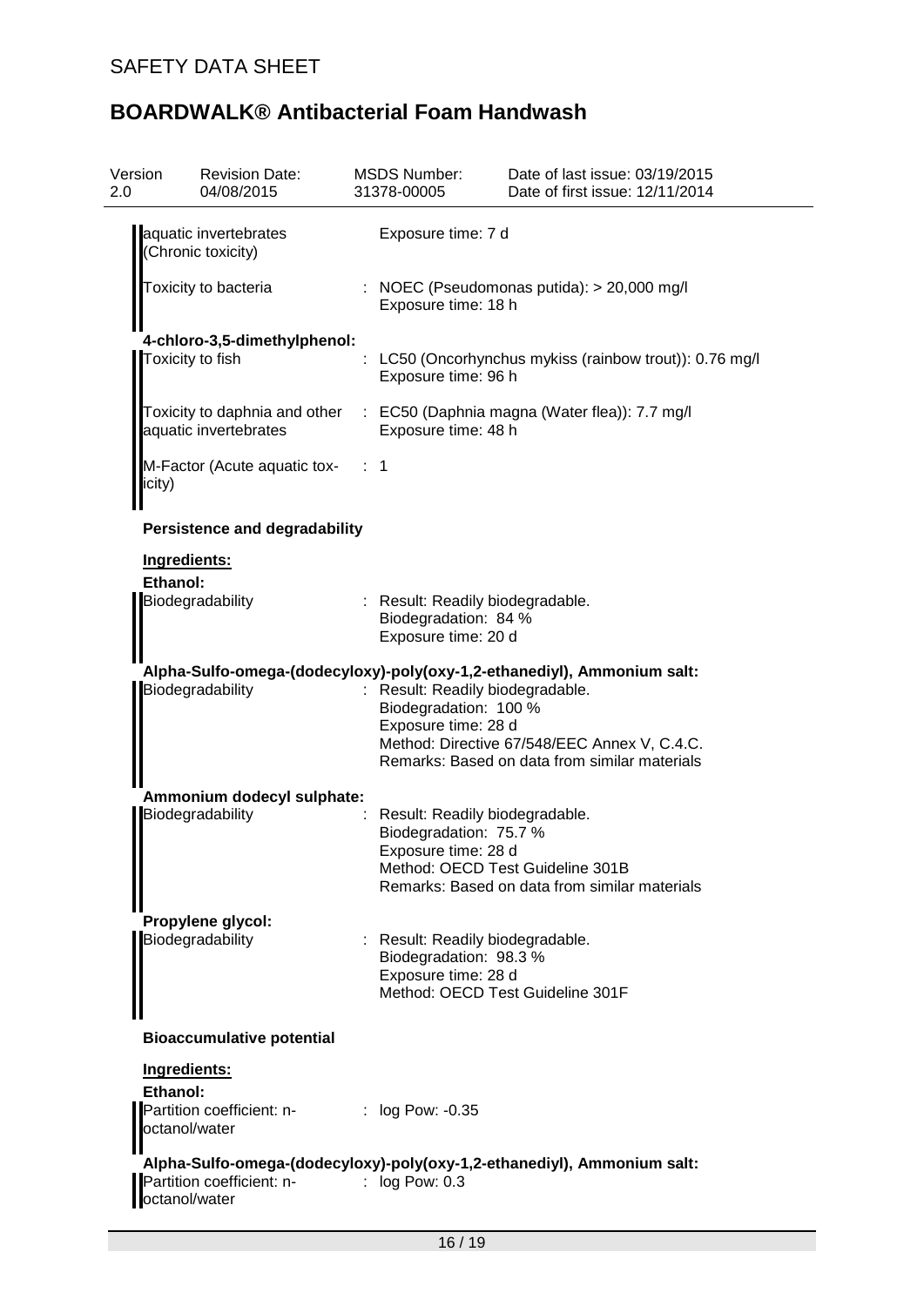aquatic invertebrates (Chronic toxicity) | Exposure time: 7 d

Toxicity to bacteria : NOEC (Pseudomonas putida): > 20,000 mg/l
Exposure time: 18 h

**4-chloro-3,5-dimethylphenol:**

Toxicity to fish : LC50 (Oncorhynchus mykiss (rainbow trout)): 0.76 mg/l
Exposure time: 96 h

Toxicity to daphnia and other aquatic invertebrates : EC50 (Daphnia magna (Water flea)): 7.7 mg/l
Exposure time: 48 h

M-Factor (Acute aquatic toxicity) : 1

**Persistence and degradability**

**Ingredients:**

**Ethanol:**

Biodegradability : Result: Readily biodegradable.
Biodegradation: 84 %
Exposure time: 20 d

**Alpha-Sulfo-omega-(dodecyloxy)-poly(oxy-1,2-ethanediyl), Ammonium salt:**

Biodegradability : Result: Readily biodegradable.
Biodegradation: 100 %
Exposure time: 28 d
Method: Directive 67/548/EEC Annex V, C.4.C.
Remarks: Based on data from similar materials

**Ammonium dodecyl sulphate:**

Biodegradability : Result: Readily biodegradable.
Biodegradation: 75.7 %
Exposure time: 28 d
Method: OECD Test Guideline 301B
Remarks: Based on data from similar materials

**Propylene glycol:**

Biodegradability : Result: Readily biodegradable.
Biodegradation: 98.3 %
Exposure time: 28 d
Method: OECD Test Guideline 301F

**Bioaccumulative potential**

**Ingredients:**

**Ethanol:**

Partition coefficient: n-octanol/water : log Pow: -0.35

**Alpha-Sulfo-omega-(dodecyloxy)-poly(oxy-1,2-ethanediyl), Ammonium salt:**

Partition coefficient: n-octanol/water : log Pow: 0.3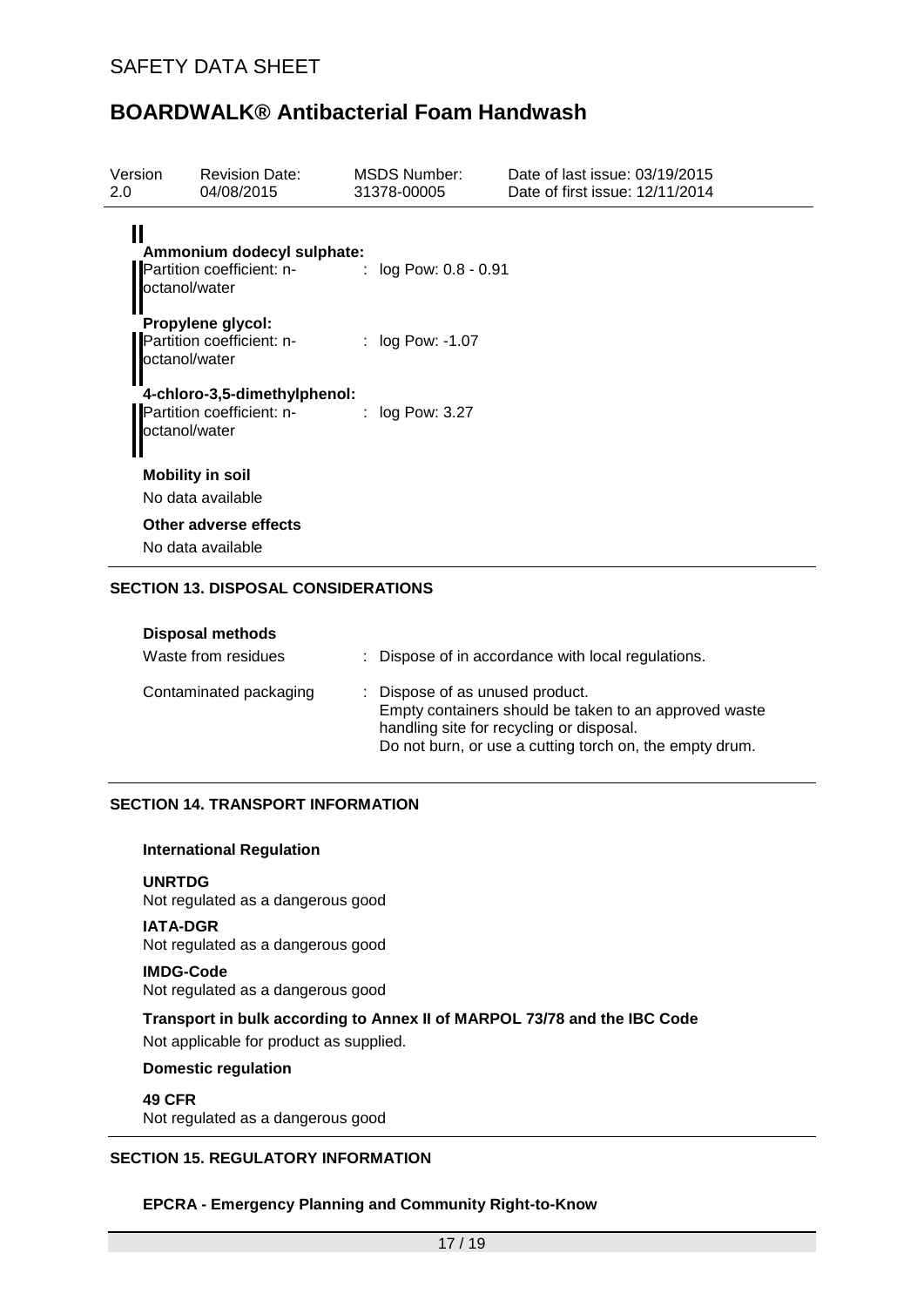**Ammonium dodecyl sulphate:**

Partition coefficient: n-octanol/water : log Pow: 0.8 - 0.91

**Propylene glycol:**

Partition coefficient: n-octanol/water : log Pow: -1.07

**4-chloro-3,5-dimethylphenol:**

Partition coefficient: n-octanol/water : log Pow: 3.27

**Mobility in soil**

No data available

**Other adverse effects**

No data available

## SECTION 13. DISPOSAL CONSIDERATIONS

**Disposal methods**

| | |
|---|---|
| Waste from residues | : Dispose of in accordance with local regulations. |
| Contaminated packaging | : Dispose of as unused product.<br>Empty containers should be taken to an approved waste handling site for recycling or disposal.<br>Do not burn, or use a cutting torch on, the empty drum. |

## SECTION 14. TRANSPORT INFORMATION

**International Regulation**

**UNRTDG**

Not regulated as a dangerous good

**IATA-DGR**

Not regulated as a dangerous good

**IMDG-Code**

Not regulated as a dangerous good

**Transport in bulk according to Annex II of MARPOL 73/78 and the IBC Code**

Not applicable for product as supplied.

**Domestic regulation**

**49 CFR**

Not regulated as a dangerous good

## SECTION 15. REGULATORY INFORMATION

**EPCRA - Emergency Planning and Community Right-to-Know**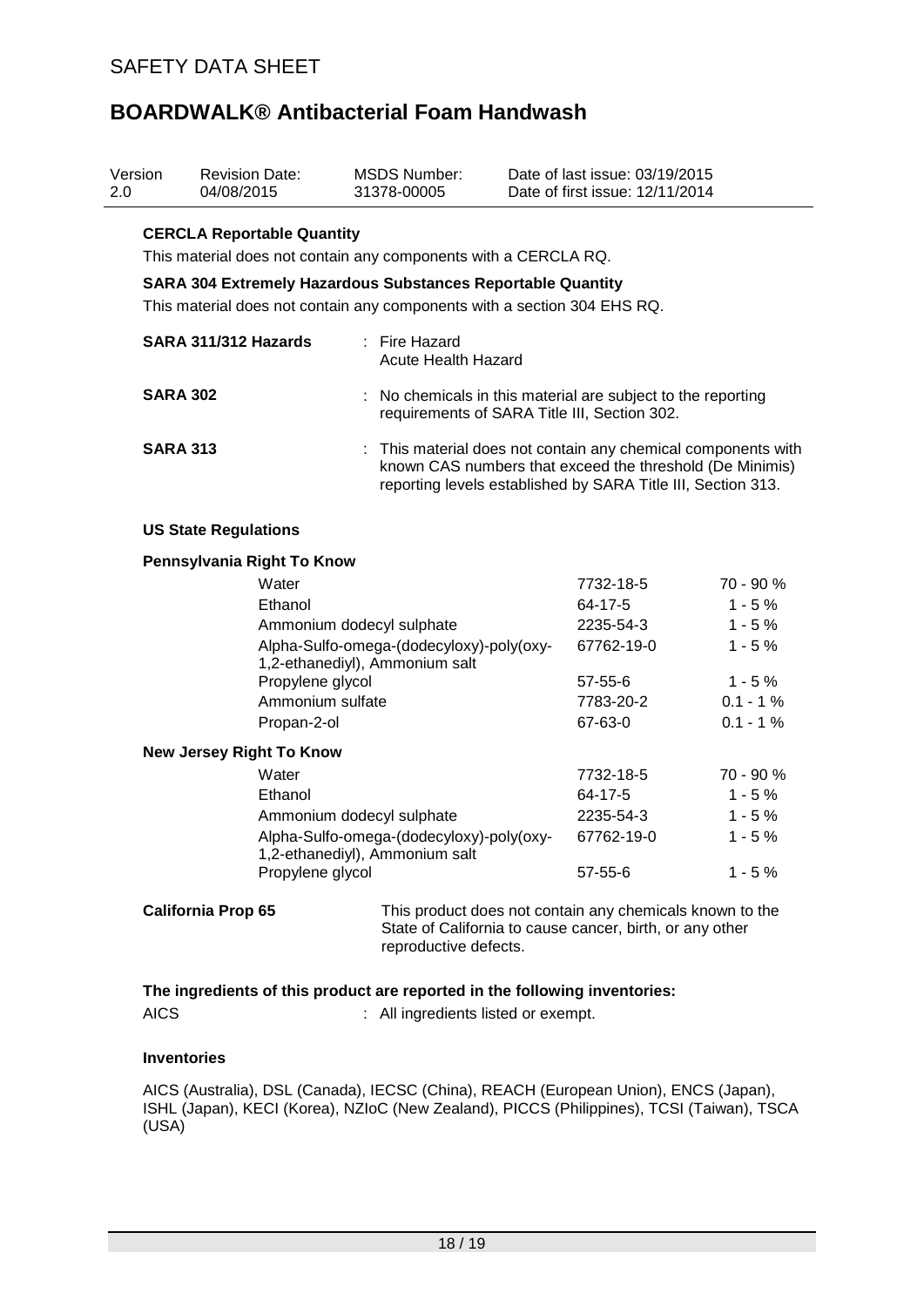| Version 2.0 | Revision Date: 04/08/2015 | MSDS Number: 31378-00005 | Date of last issue: 03/19/2015 Date of first issue: 12/11/2014 |
|---|---|---|---|

**CERCLA Reportable Quantity**

This material does not contain any components with a CERCLA RQ.

**SARA 304 Extremely Hazardous Substances Reportable Quantity**

This material does not contain any components with a section 304 EHS RQ.

**SARA 311/312 Hazards** : Fire Hazard
Acute Health Hazard

**SARA 302** : No chemicals in this material are subject to the reporting requirements of SARA Title III, Section 302.

**SARA 313** : This material does not contain any chemical components with known CAS numbers that exceed the threshold (De Minimis) reporting levels established by SARA Title III, Section 313.

**US State Regulations**

**Pennsylvania Right To Know**

| Component | CAS No. | Concentration |
|---|---|---|
| Water | 7732-18-5 | 70 - 90 % |
| Ethanol | 64-17-5 | 1 - 5 % |
| Ammonium dodecyl sulphate | 2235-54-3 | 1 - 5 % |
| Alpha-Sulfo-omega-(dodecyloxy)-poly(oxy-1,2-ethanediyl), Ammonium salt | 67762-19-0 | 1 - 5 % |
| Propylene glycol | 57-55-6 | 1 - 5 % |
| Ammonium sulfate | 7783-20-2 | 0.1 - 1 % |
| Propan-2-ol | 67-63-0 | 0.1 - 1 % |

**New Jersey Right To Know**

| Component | CAS No. | Concentration |
|---|---|---|
| Water | 7732-18-5 | 70 - 90 % |
| Ethanol | 64-17-5 | 1 - 5 % |
| Ammonium dodecyl sulphate | 2235-54-3 | 1 - 5 % |
| Alpha-Sulfo-omega-(dodecyloxy)-poly(oxy-1,2-ethanediyl), Ammonium salt | 67762-19-0 | 1 - 5 % |
| Propylene glycol | 57-55-6 | 1 - 5 % |

**California Prop 65** This product does not contain any chemicals known to the State of California to cause cancer, birth, or any other reproductive defects.

**The ingredients of this product are reported in the following inventories:**

AICS : All ingredients listed or exempt.

**Inventories**

AICS (Australia), DSL (Canada), IECSC (China), REACH (European Union), ENCS (Japan), ISHL (Japan), KECI (Korea), NZIoC (New Zealand), PICCS (Philippines), TCSI (Taiwan), TSCA (USA)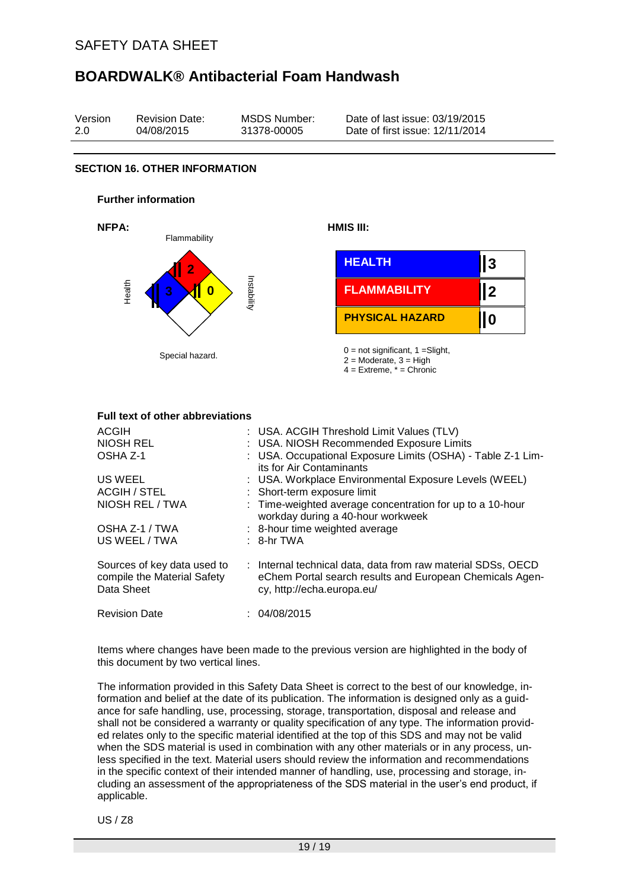## SECTION 16. OTHER INFORMATION

### Further information

**NFPA:**

Flammability

2

Health

3

0

Instability

Special hazard.

**HMIS III:**

| | |
|---|---|
| HEALTH | 3 |
| FLAMMABILITY | 2 |
| PHYSICAL HAZARD | 0 |

0 = not significant, 1 =Slight,
2 = Moderate, 3 = High
4 = Extreme, * = Chronic

### Full text of other abbreviations

| | |
|---|---|
| ACGIH | : USA. ACGIH Threshold Limit Values (TLV) |
| NIOSH REL | : USA. NIOSH Recommended Exposure Limits |
| OSHA Z-1 | : USA. Occupational Exposure Limits (OSHA) - Table Z-1 Limits for Air Contaminants |
| US WEEL | : USA. Workplace Environmental Exposure Levels (WEEL) |
| ACGIH / STEL | : Short-term exposure limit |
| NIOSH REL / TWA | : Time-weighted average concentration for up to a 10-hour workday during a 40-hour workweek |
| OSHA Z-1 / TWA | : 8-hour time weighted average |
| US WEEL / TWA | : 8-hr TWA |
| Sources of key data used to compile the Material Safety Data Sheet | : Internal technical data, data from raw material SDSs, OECD eChem Portal search results and European Chemicals Agency, http://echa.europa.eu/ |
| Revision Date | : 04/08/2015 |

Items where changes have been made to the previous version are highlighted in the body of this document by two vertical lines.

The information provided in this Safety Data Sheet is correct to the best of our knowledge, information and belief at the date of its publication. The information is designed only as a guidance for safe handling, use, processing, storage, transportation, disposal and release and shall not be considered a warranty or quality specification of any type. The information provided relates only to the specific material identified at the top of this SDS and may not be valid when the SDS material is used in combination with any other materials or in any process, unless specified in the text. Material users should review the information and recommendations in the specific context of their intended manner of handling, use, processing and storage, including an assessment of the appropriateness of the SDS material in the user's end product, if applicable.

US / Z8